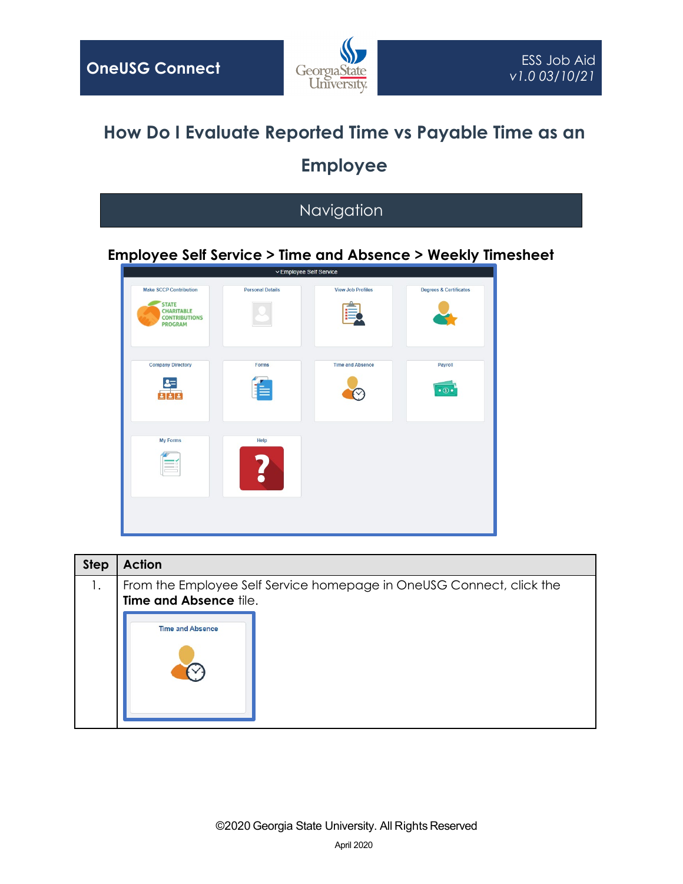OneUSG Connect

ESS Job Aid
v1.0 03/10/21

# How Do I Evaluate Reported Time vs Payable Time as an Employee

## Navigation

**Employee Self Service > Time and Absence > Weekly Timesheet**

| Step | Action |
| --- | --- |
| 1. | From the Employee Self Service homepage in OneUSG Connect, click the **Time and Absence** tile. |

©2020 Georgia State University. All Rights Reserved

April 2020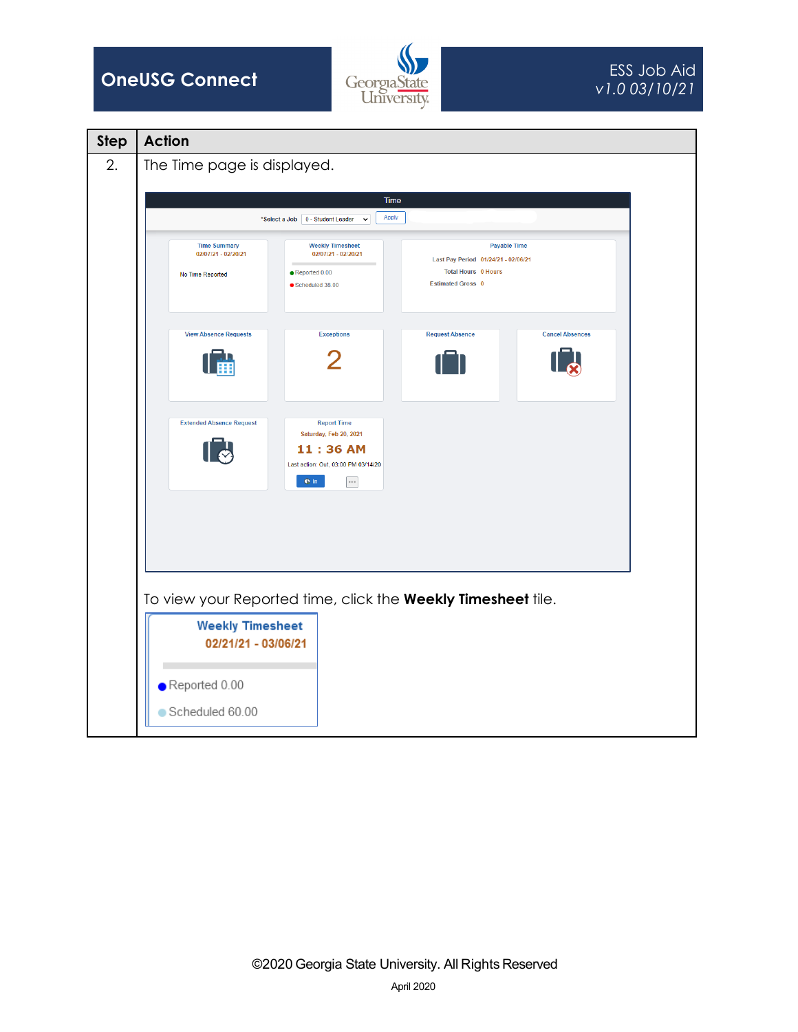| Step | Action |
|---|---|
| 2. | The Time page is displayed.<br><br>To view your Reported time, click the **Weekly Timesheet** tile. |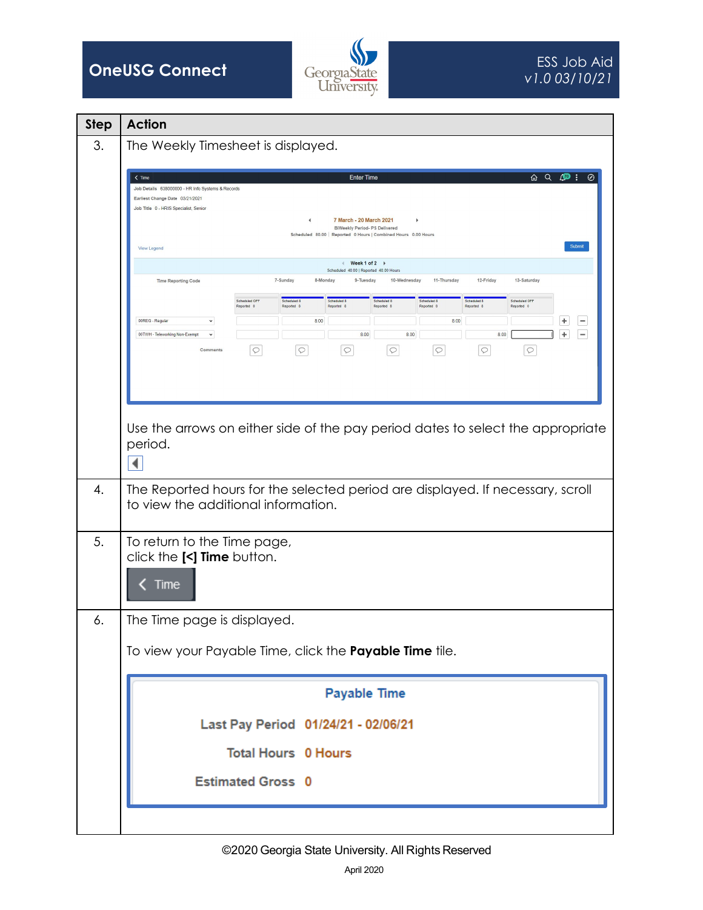| Step | Action |
| --- | --- |
| 3. | The Weekly Timesheet is displayed.<br><br>Use the arrows on either side of the pay period dates to select the appropriate period. |
| 4. | The Reported hours for the selected period are displayed. If necessary, scroll to view the additional information. |
| 5. | To return to the Time page,<br>click the **[<] Time** button. |
| 6. | The Time page is displayed.<br><br>To view your Payable Time, click the **Payable Time** tile. |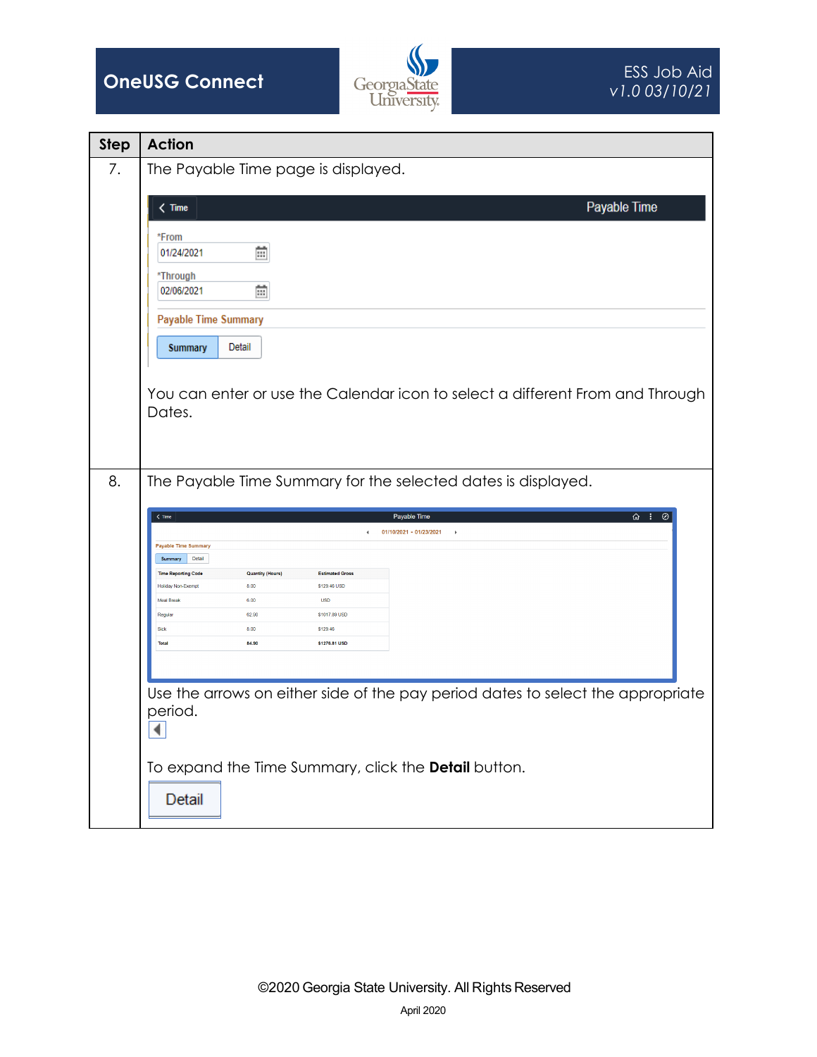| Step | Action |
|---|---|
| 7. | The Payable Time page is displayed.<br><br>You can enter or use the Calendar icon to select a different From and Through Dates. |
| 8. | The Payable Time Summary for the selected dates is displayed.<br><br>Use the arrows on either side of the pay period dates to select the appropriate period.<br><br>To expand the Time Summary, click the **Detail** button. |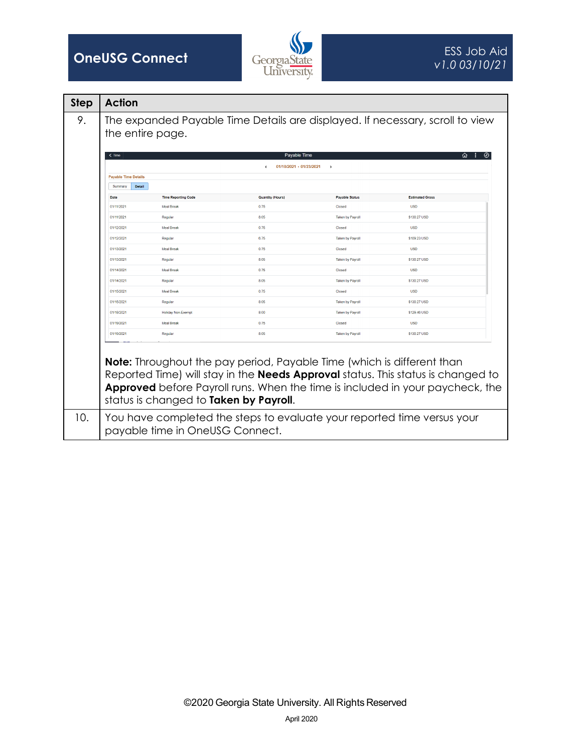| Step | Action |
|---|---|
| 9. | The expanded Payable Time Details are displayed. If necessary, scroll to view the entire page.<br><br>**Note:** Throughout the pay period, Payable Time (which is different than Reported Time) will stay in the **Needs Approval** status. This status is changed to **Approved** before Payroll runs. When the time is included in your paycheck, the status is changed to **Taken by Payroll**. |
| 10. | You have completed the steps to evaluate your reported time versus your payable time in OneUSG Connect. |

Payable Time

01/10/2021 - 01/23/2021

Payable Time Details

Summary | Detail

| Date | Time Reporting Code | Quantity (Hours) | Payable Status | Estimated Gross |
|---|---|---|---|---|
| 01/11/2021 | Meal Break | 0.75 | Closed | USD |
| 01/11/2021 | Regular | 8.05 | Taken by Payroll | $130.27 USD |
| 01/12/2021 | Meal Break | 0.75 | Closed | USD |
| 01/12/2021 | Regular | 6.75 | Taken by Payroll | $109.23 USD |
| 01/13/2021 | Meal Break | 0.75 | Closed | USD |
| 01/13/2021 | Regular | 8.05 | Taken by Payroll | $130.27 USD |
| 01/14/2021 | Meal Break | 0.75 | Closed | USD |
| 01/14/2021 | Regular | 8.05 | Taken by Payroll | $130.27 USD |
| 01/15/2021 | Meal Break | 0.75 | Closed | USD |
| 01/15/2021 | Regular | 8.05 | Taken by Payroll | $130.27 USD |
| 01/18/2021 | Holiday Non-Exempt | 8.00 | Taken by Payroll | $129.46 USD |
| 01/19/2021 | Meal Break | 0.75 | Closed | USD |
| 01/19/2021 | Regular | 8.05 | Taken by Payroll | $130.27 USD |

©2020 Georgia State University. All Rights Reserved

April 2020